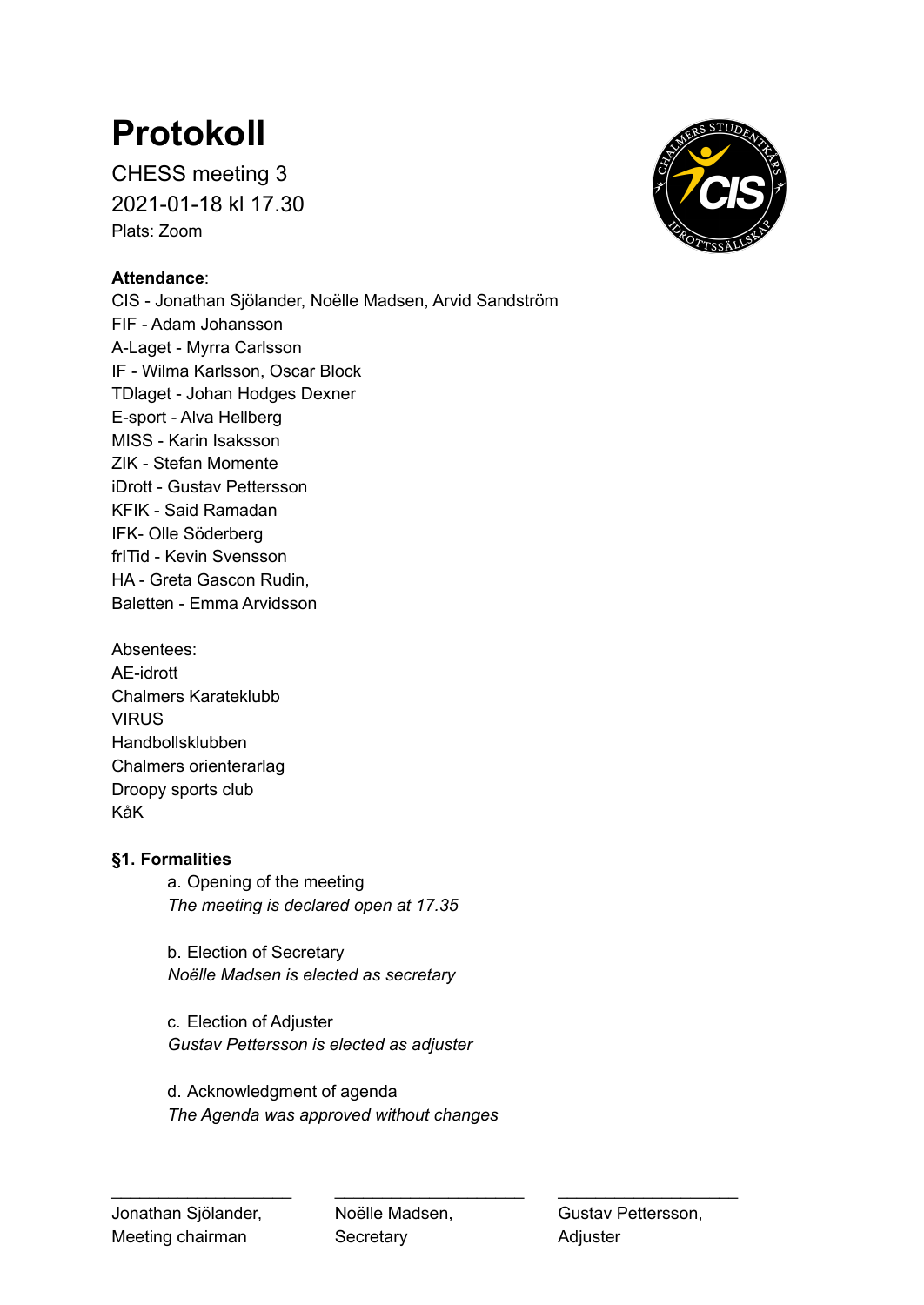# Protokoll

CHESS meeting 3

2021-01-18 kl 17.30

Plats: Zoom

**Attendance**:

CIS - Jonathan Sjölander, Noëlle Madsen, Arvid Sandström
FIF - Adam Johansson
A-Laget - Myrra Carlsson
IF - Wilma Karlsson, Oscar Block
TDlaget - Johan Hodges Dexner
E-sport - Alva Hellberg
MISS - Karin Isaksson
ZIK - Stefan Momente
iDrott - Gustav Pettersson
KFIK - Said Ramadan
IFK- Olle Söderberg
frITid - Kevin Svensson
HA - Greta Gascon Rudin,
Baletten - Emma Arvidsson

Absentees:
AE-idrott
Chalmers Karateklubb
VIRUS
Handbollsklubben
Chalmers orienterarlag
Droopy sports club
KåK

**§1. Formalities**

a. Opening of the meeting
*The meeting is declared open at 17.35*

b. Election of Secretary
*Noëlle Madsen is elected as secretary*

c. Election of Adjuster
*Gustav Pettersson is elected as adjuster*

d. Acknowledgment of agenda
*The Agenda was approved without changes*

| ___________________ | ___________________ | ___________________ |
|---|---|---|
| Jonathan Sjölander, Meeting chairman | Noëlle Madsen, Secretary | Gustav Pettersson, Adjuster |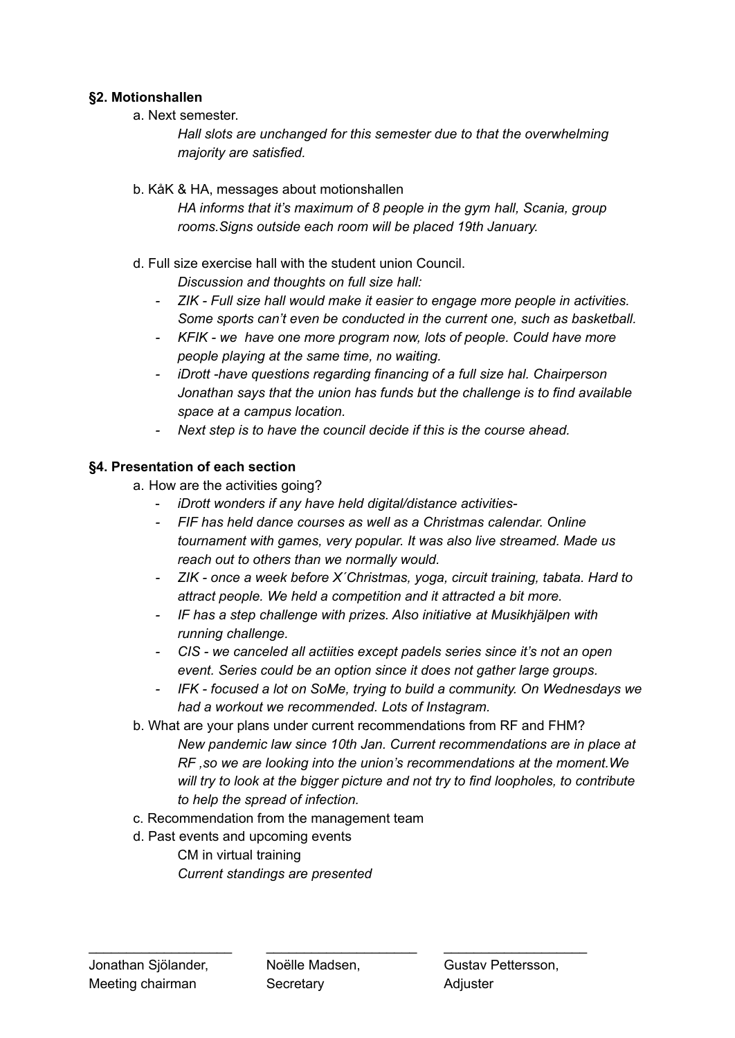### §2. Motionshallen

a. Next semester.

*Hall slots are unchanged for this semester due to that the overwhelming majority are satisfied.*

b. KåK & HA, messages about motionshallen

*HA informs that it's maximum of 8 people in the gym hall, Scania, group rooms.Signs outside each room will be placed 19th January.*

d. Full size exercise hall with the student union Council.

*Discussion and thoughts on full size hall:*

- *ZIK - Full size hall would make it easier to engage more people in activities. Some sports can't even be conducted in the current one, such as basketball.*
- *KFIK - we have one more program now, lots of people. Could have more people playing at the same time, no waiting.*
- *iDrott -have questions regarding financing of a full size hal. Chairperson Jonathan says that the union has funds but the challenge is to find available space at a campus location.*
- *Next step is to have the council decide if this is the course ahead.*

### §4. Presentation of each section

a. How are the activities going?

- *iDrott wonders if any have held digital/distance activities-*
- *FIF has held dance courses as well as a Christmas calendar. Online tournament with games, very popular. It was also live streamed. Made us reach out to others than we normally would.*
- *ZIK - once a week before X´Christmas, yoga, circuit training, tabata. Hard to attract people. We held a competition and it attracted a bit more.*
- *IF has a step challenge with prizes. Also initiative at Musikhjälpen with running challenge.*
- *CIS - we canceled all actiities except padels series since it's not an open event. Series could be an option since it does not gather large groups.*
- *IFK - focused a lot on SoMe, trying to build a community. On Wednesdays we had a workout we recommended. Lots of Instagram.*

b. What are your plans under current recommendations from RF and FHM?

*New pandemic law since 10th Jan. Current recommendations are in place at RF ,so we are looking into the union's recommendations at the moment.We will try to look at the bigger picture and not try to find loopholes, to contribute to help the spread of infection.*

c. Recommendation from the management team

d. Past events and upcoming events

CM in virtual training

*Current standings are presented*

| \_\_\_\_\_\_\_\_\_\_\_\_\_\_\_\_\_\_\_\_ | \_\_\_\_\_\_\_\_\_\_\_\_\_\_\_\_\_\_\_\_ | \_\_\_\_\_\_\_\_\_\_\_\_\_\_\_\_\_\_\_\_ |
|---|---|---|
| Jonathan Sjölander, Meeting chairman | Noëlle Madsen, Secretary | Gustav Pettersson, Adjuster |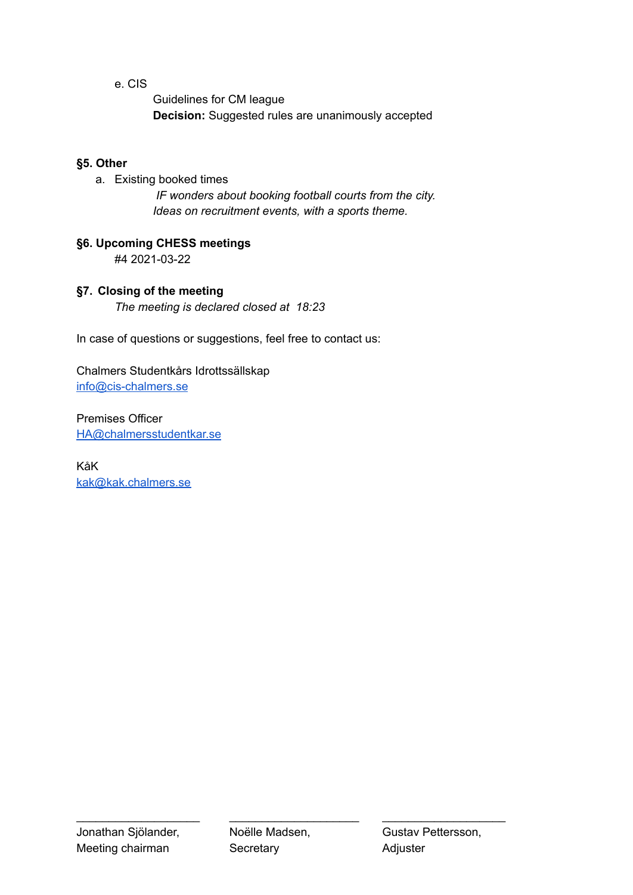e. CIS

Guidelines for CM league

**Decision:** Suggested rules are unanimously accepted

**§5. Other**

a. Existing booked times

*IF wonders about booking football courts from the city.*

*Ideas on recruitment events, with a sports theme.*

**§6. Upcoming CHESS meetings**

#4 2021-03-22

**§7. Closing of the meeting**

*The meeting is declared closed at 18:23*

In case of questions or suggestions, feel free to contact us:

Chalmers Studentkårs Idrottssällskap
[info@cis-chalmers.se](mailto:info@cis-chalmers.se)

Premises Officer
[HA@chalmersstudentkar.se](mailto:HA@chalmersstudentkar.se)

KåK
[kak@kak.chalmers.se](mailto:kak@kak.chalmers.se)

| | | |
|---|---|---|
| ____________________ | ____________________ | ____________________ |
| Jonathan Sjölander, Meeting chairman | Noëlle Madsen, Secretary | Gustav Pettersson, Adjuster |